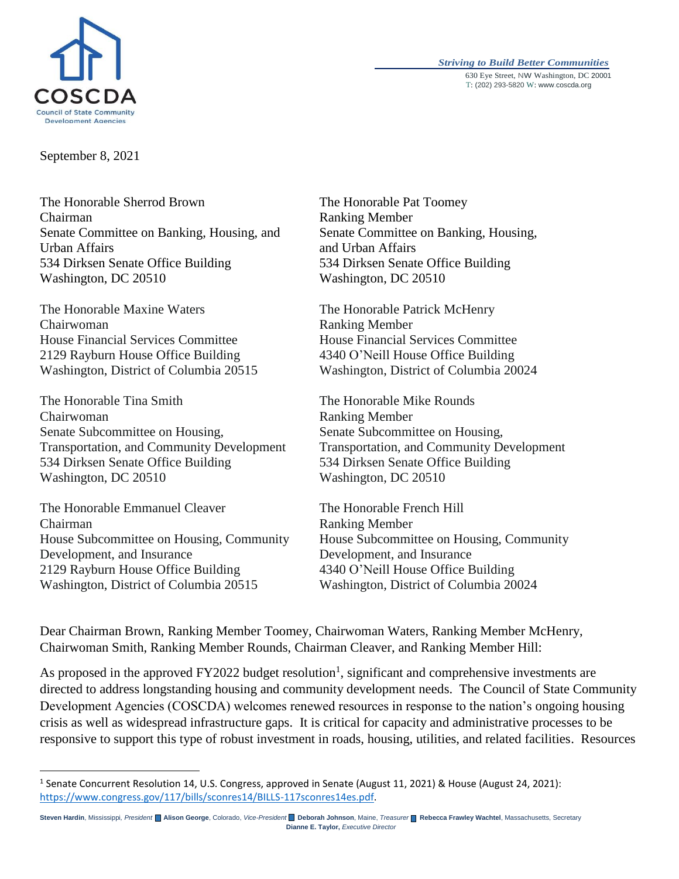COSCDA
Council of State Community Development Agencies

*Striving to Build Better Communities*
630 Eye Street, NW Washington, DC 20001
T: (202) 293-5820 W: www.coscda.org

September 8, 2021

The Honorable Sherrod Brown
Chairman
Senate Committee on Banking, Housing, and Urban Affairs
534 Dirksen Senate Office Building
Washington, DC 20510

The Honorable Pat Toomey
Ranking Member
Senate Committee on Banking, Housing, and Urban Affairs
534 Dirksen Senate Office Building
Washington, DC 20510

The Honorable Maxine Waters
Chairwoman
House Financial Services Committee
2129 Rayburn House Office Building
Washington, District of Columbia 20515

The Honorable Patrick McHenry
Ranking Member
House Financial Services Committee
4340 O'Neill House Office Building
Washington, District of Columbia 20024

The Honorable Tina Smith
Chairwoman
Senate Subcommittee on Housing, Transportation, and Community Development
534 Dirksen Senate Office Building
Washington, DC 20510

The Honorable Mike Rounds
Ranking Member
Senate Subcommittee on Housing, Transportation, and Community Development
534 Dirksen Senate Office Building
Washington, DC 20510

The Honorable Emmanuel Cleaver
Chairman
House Subcommittee on Housing, Community Development, and Insurance
2129 Rayburn House Office Building
Washington, District of Columbia 20515

The Honorable French Hill
Ranking Member
House Subcommittee on Housing, Community Development, and Insurance
4340 O'Neill House Office Building
Washington, District of Columbia 20024

Dear Chairman Brown, Ranking Member Toomey, Chairwoman Waters, Ranking Member McHenry, Chairwoman Smith, Ranking Member Rounds, Chairman Cleaver, and Ranking Member Hill:

As proposed in the approved FY2022 budget resolution[1], significant and comprehensive investments are directed to address longstanding housing and community development needs. The Council of State Community Development Agencies (COSCDA) welcomes renewed resources in response to the nation's ongoing housing crisis as well as widespread infrastructure gaps. It is critical for capacity and administrative processes to be responsive to support this type of robust investment in roads, housing, utilities, and related facilities. Resources

[1] Senate Concurrent Resolution 14, U.S. Congress, approved in Senate (August 11, 2021) & House (August 24, 2021): https://www.congress.gov/117/bills/sconres14/BILLS-117sconres14es.pdf.

**Steven Hardin**, Mississippi, *President* **Alison George**, Colorado, *Vice-President* **Deborah Johnson**, Maine, *Treasurer* **Rebecca Frawley Wachtel**, Massachusetts, Secretary
**Dianne E. Taylor,** *Executive Director*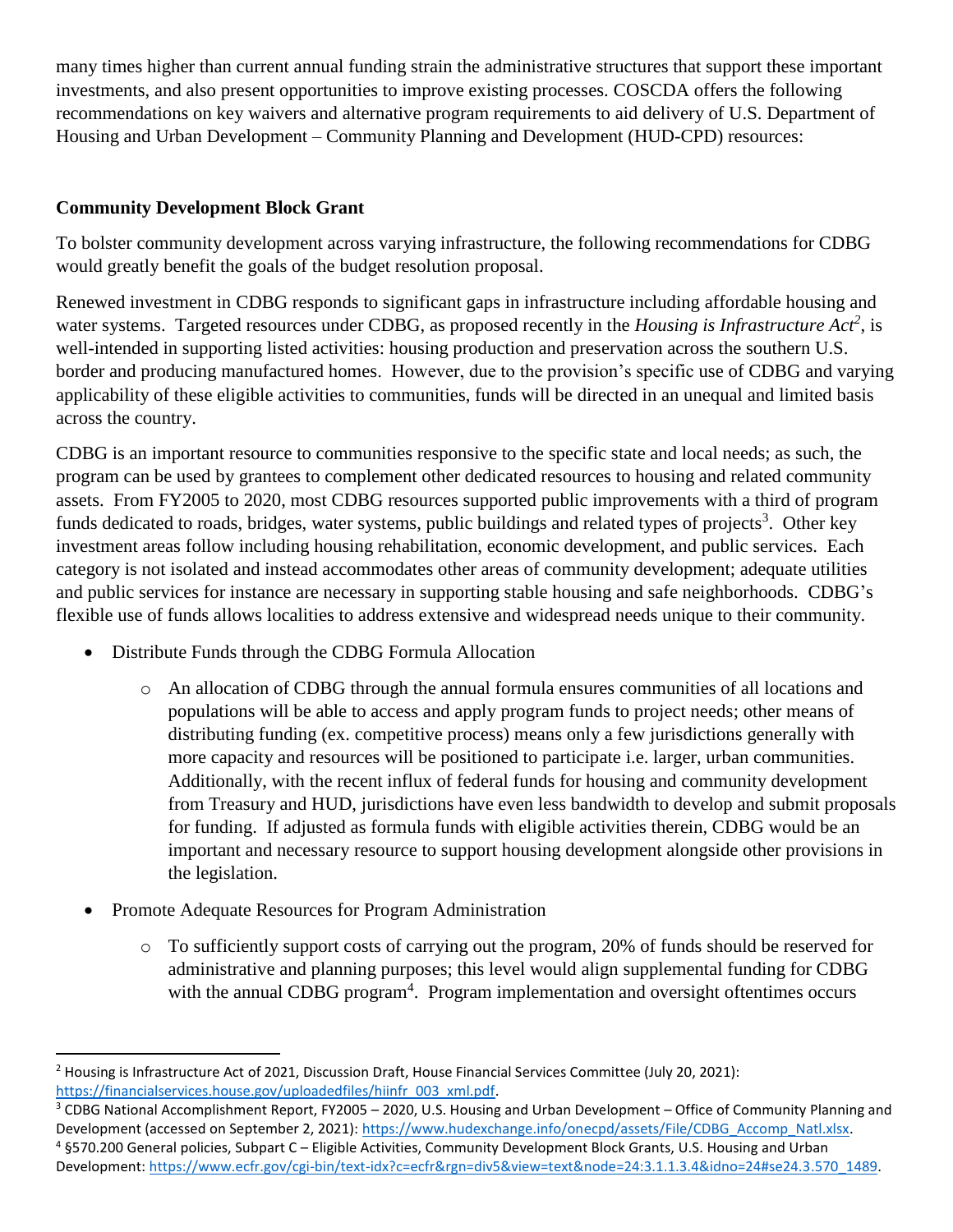many times higher than current annual funding strain the administrative structures that support these important investments, and also present opportunities to improve existing processes. COSCDA offers the following recommendations on key waivers and alternative program requirements to aid delivery of U.S. Department of Housing and Urban Development – Community Planning and Development (HUD-CPD) resources:

**Community Development Block Grant**

To bolster community development across varying infrastructure, the following recommendations for CDBG would greatly benefit the goals of the budget resolution proposal.

Renewed investment in CDBG responds to significant gaps in infrastructure including affordable housing and water systems. Targeted resources under CDBG, as proposed recently in the *Housing is Infrastructure Act*[2], is well-intended in supporting listed activities: housing production and preservation across the southern U.S. border and producing manufactured homes. However, due to the provision's specific use of CDBG and varying applicability of these eligible activities to communities, funds will be directed in an unequal and limited basis across the country.

CDBG is an important resource to communities responsive to the specific state and local needs; as such, the program can be used by grantees to complement other dedicated resources to housing and related community assets. From FY2005 to 2020, most CDBG resources supported public improvements with a third of program funds dedicated to roads, bridges, water systems, public buildings and related types of projects[3]. Other key investment areas follow including housing rehabilitation, economic development, and public services. Each category is not isolated and instead accommodates other areas of community development; adequate utilities and public services for instance are necessary in supporting stable housing and safe neighborhoods. CDBG's flexible use of funds allows localities to address extensive and widespread needs unique to their community.

- Distribute Funds through the CDBG Formula Allocation
  - An allocation of CDBG through the annual formula ensures communities of all locations and populations will be able to access and apply program funds to project needs; other means of distributing funding (ex. competitive process) means only a few jurisdictions generally with more capacity and resources will be positioned to participate i.e. larger, urban communities. Additionally, with the recent influx of federal funds for housing and community development from Treasury and HUD, jurisdictions have even less bandwidth to develop and submit proposals for funding. If adjusted as formula funds with eligible activities therein, CDBG would be an important and necessary resource to support housing development alongside other provisions in the legislation.
- Promote Adequate Resources for Program Administration
  - To sufficiently support costs of carrying out the program, 20% of funds should be reserved for administrative and planning purposes; this level would align supplemental funding for CDBG with the annual CDBG program[4]. Program implementation and oversight oftentimes occurs

---

[2] Housing is Infrastructure Act of 2021, Discussion Draft, House Financial Services Committee (July 20, 2021): https://financialservices.house.gov/uploadedfiles/hiinfr_003_xml.pdf.

[3] CDBG National Accomplishment Report, FY2005 – 2020, U.S. Housing and Urban Development – Office of Community Planning and Development (accessed on September 2, 2021): https://www.hudexchange.info/onecpd/assets/File/CDBG_Accomp_Natl.xlsx.

[4] §570.200 General policies, Subpart C – Eligible Activities, Community Development Block Grants, U.S. Housing and Urban Development: https://www.ecfr.gov/cgi-bin/text-idx?c=ecfr&rgn=div5&view=text&node=24:3.1.1.3.4&idno=24#se24.3.570_1489.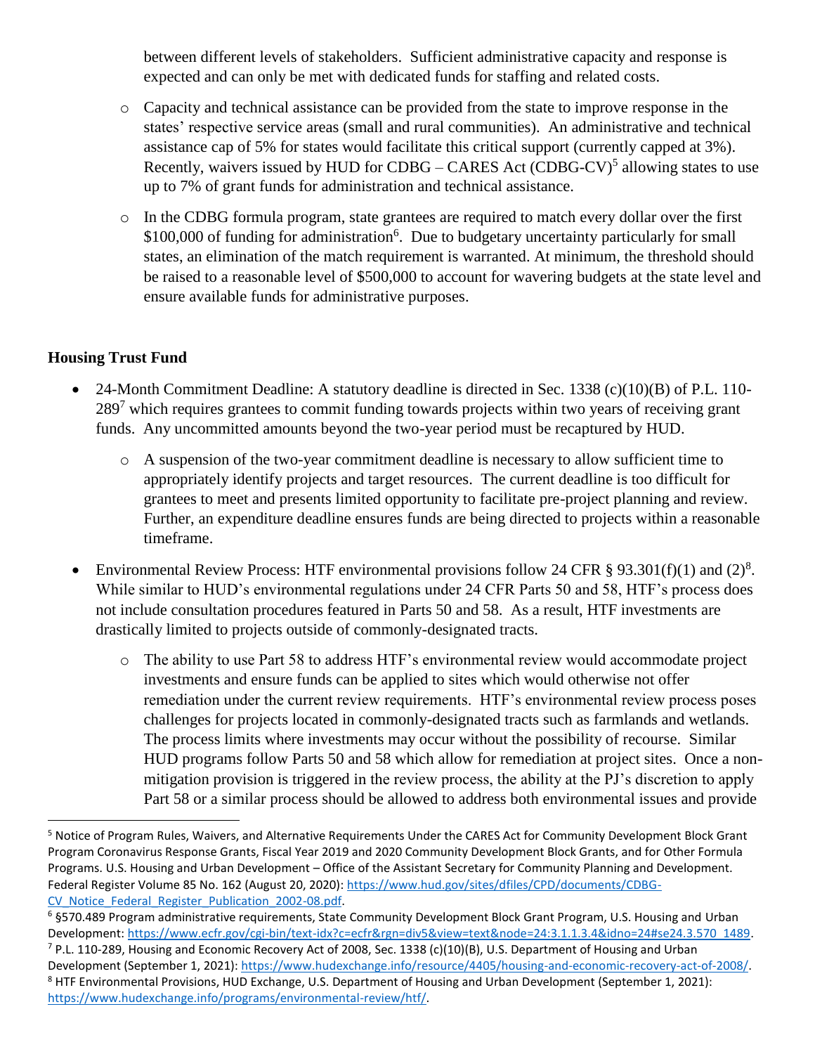between different levels of stakeholders. Sufficient administrative capacity and response is expected and can only be met with dedicated funds for staffing and related costs.

- Capacity and technical assistance can be provided from the state to improve response in the states' respective service areas (small and rural communities). An administrative and technical assistance cap of 5% for states would facilitate this critical support (currently capped at 3%). Recently, waivers issued by HUD for CDBG – CARES Act (CDBG-CV)[5] allowing states to use up to 7% of grant funds for administration and technical assistance.
- In the CDBG formula program, state grantees are required to match every dollar over the first $100,000 of funding for administration[6]. Due to budgetary uncertainty particularly for small states, an elimination of the match requirement is warranted. At minimum, the threshold should be raised to a reasonable level of $500,000 to account for wavering budgets at the state level and ensure available funds for administrative purposes.

**Housing Trust Fund**

- 24-Month Commitment Deadline: A statutory deadline is directed in Sec. 1338 (c)(10)(B) of P.L. 110-289[7] which requires grantees to commit funding towards projects within two years of receiving grant funds. Any uncommitted amounts beyond the two-year period must be recaptured by HUD.
  - A suspension of the two-year commitment deadline is necessary to allow sufficient time to appropriately identify projects and target resources. The current deadline is too difficult for grantees to meet and presents limited opportunity to facilitate pre-project planning and review. Further, an expenditure deadline ensures funds are being directed to projects within a reasonable timeframe.
- Environmental Review Process: HTF environmental provisions follow 24 CFR § 93.301(f)(1) and (2)[8]. While similar to HUD's environmental regulations under 24 CFR Parts 50 and 58, HTF's process does not include consultation procedures featured in Parts 50 and 58. As a result, HTF investments are drastically limited to projects outside of commonly-designated tracts.
  - The ability to use Part 58 to address HTF's environmental review would accommodate project investments and ensure funds can be applied to sites which would otherwise not offer remediation under the current review requirements. HTF's environmental review process poses challenges for projects located in commonly-designated tracts such as farmlands and wetlands. The process limits where investments may occur without the possibility of recourse. Similar HUD programs follow Parts 50 and 58 which allow for remediation at project sites. Once a non-mitigation provision is triggered in the review process, the ability at the PJ's discretion to apply Part 58 or a similar process should be allowed to address both environmental issues and provide

---

[5] Notice of Program Rules, Waivers, and Alternative Requirements Under the CARES Act for Community Development Block Grant Program Coronavirus Response Grants, Fiscal Year 2019 and 2020 Community Development Block Grants, and for Other Formula Programs. U.S. Housing and Urban Development – Office of the Assistant Secretary for Community Planning and Development. Federal Register Volume 85 No. 162 (August 20, 2020): https://www.hud.gov/sites/dfiles/CPD/documents/CDBG-CV_Notice_Federal_Register_Publication_2002-08.pdf.

[6] §570.489 Program administrative requirements, State Community Development Block Grant Program, U.S. Housing and Urban Development: https://www.ecfr.gov/cgi-bin/text-idx?c=ecfr&rgn=div5&view=text&node=24:3.1.1.3.4&idno=24#se24.3.570_1489.

[7] P.L. 110-289, Housing and Economic Recovery Act of 2008, Sec. 1338 (c)(10)(B), U.S. Department of Housing and Urban Development (September 1, 2021): https://www.hudexchange.info/resource/4405/housing-and-economic-recovery-act-of-2008/.

[8] HTF Environmental Provisions, HUD Exchange, U.S. Department of Housing and Urban Development (September 1, 2021): https://www.hudexchange.info/programs/environmental-review/htf/.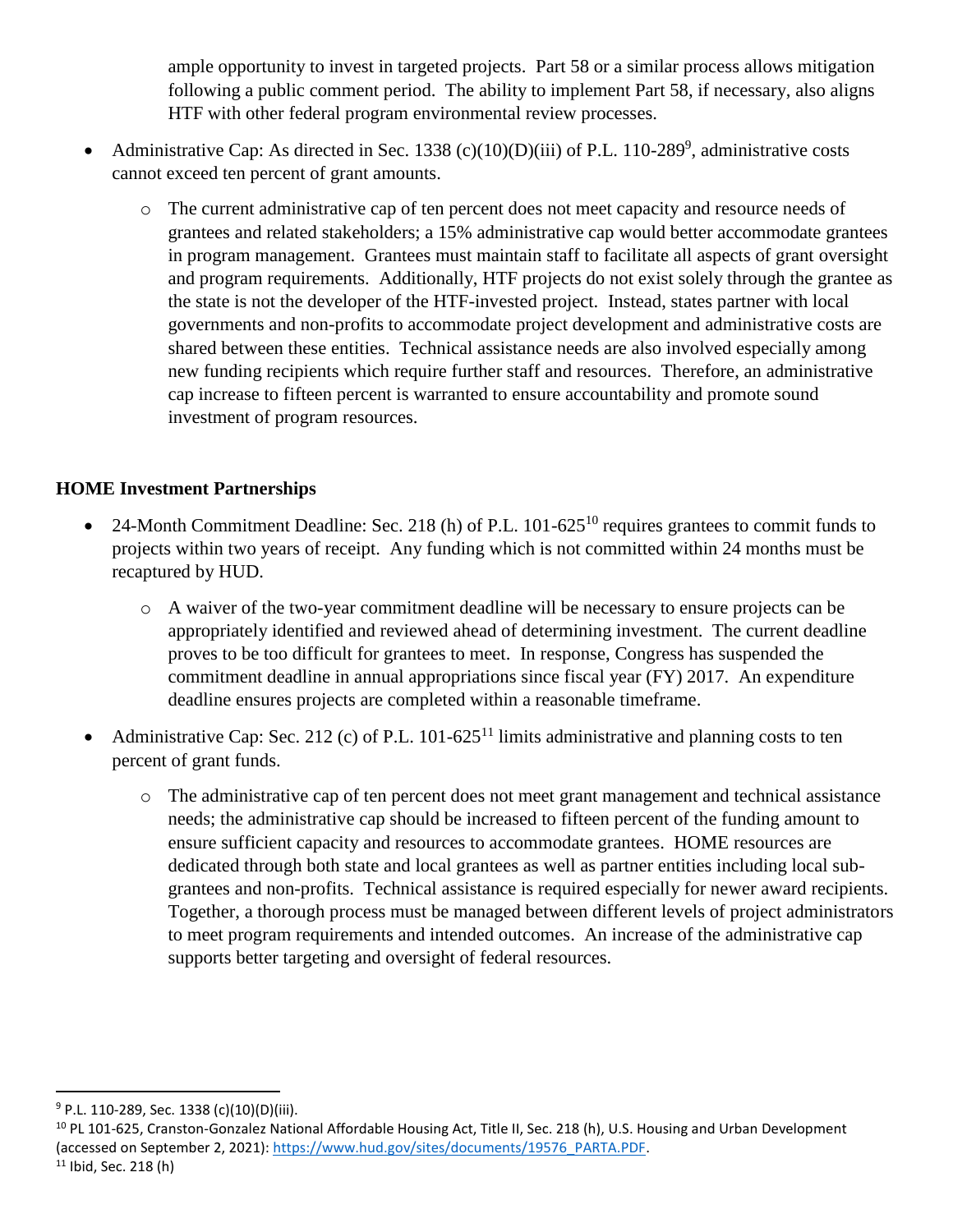ample opportunity to invest in targeted projects. Part 58 or a similar process allows mitigation following a public comment period. The ability to implement Part 58, if necessary, also aligns HTF with other federal program environmental review processes.

- Administrative Cap: As directed in Sec. 1338 (c)(10)(D)(iii) of P.L. 110-289[9], administrative costs cannot exceed ten percent of grant amounts.
  - The current administrative cap of ten percent does not meet capacity and resource needs of grantees and related stakeholders; a 15% administrative cap would better accommodate grantees in program management. Grantees must maintain staff to facilitate all aspects of grant oversight and program requirements. Additionally, HTF projects do not exist solely through the grantee as the state is not the developer of the HTF-invested project. Instead, states partner with local governments and non-profits to accommodate project development and administrative costs are shared between these entities. Technical assistance needs are also involved especially among new funding recipients which require further staff and resources. Therefore, an administrative cap increase to fifteen percent is warranted to ensure accountability and promote sound investment of program resources.

**HOME Investment Partnerships**

- 24-Month Commitment Deadline: Sec. 218 (h) of P.L. 101-625[10] requires grantees to commit funds to projects within two years of receipt. Any funding which is not committed within 24 months must be recaptured by HUD.
  - A waiver of the two-year commitment deadline will be necessary to ensure projects can be appropriately identified and reviewed ahead of determining investment. The current deadline proves to be too difficult for grantees to meet. In response, Congress has suspended the commitment deadline in annual appropriations since fiscal year (FY) 2017. An expenditure deadline ensures projects are completed within a reasonable timeframe.
- Administrative Cap: Sec. 212 (c) of P.L. 101-625[11] limits administrative and planning costs to ten percent of grant funds.
  - The administrative cap of ten percent does not meet grant management and technical assistance needs; the administrative cap should be increased to fifteen percent of the funding amount to ensure sufficient capacity and resources to accommodate grantees. HOME resources are dedicated through both state and local grantees as well as partner entities including local sub-grantees and non-profits. Technical assistance is required especially for newer award recipients. Together, a thorough process must be managed between different levels of project administrators to meet program requirements and intended outcomes. An increase of the administrative cap supports better targeting and oversight of federal resources.

---

[9] P.L. 110-289, Sec. 1338 (c)(10)(D)(iii).

[10] PL 101-625, Cranston-Gonzalez National Affordable Housing Act, Title II, Sec. 218 (h), U.S. Housing and Urban Development (accessed on September 2, 2021): https://www.hud.gov/sites/documents/19576_PARTA.PDF.

[11] Ibid, Sec. 218 (h)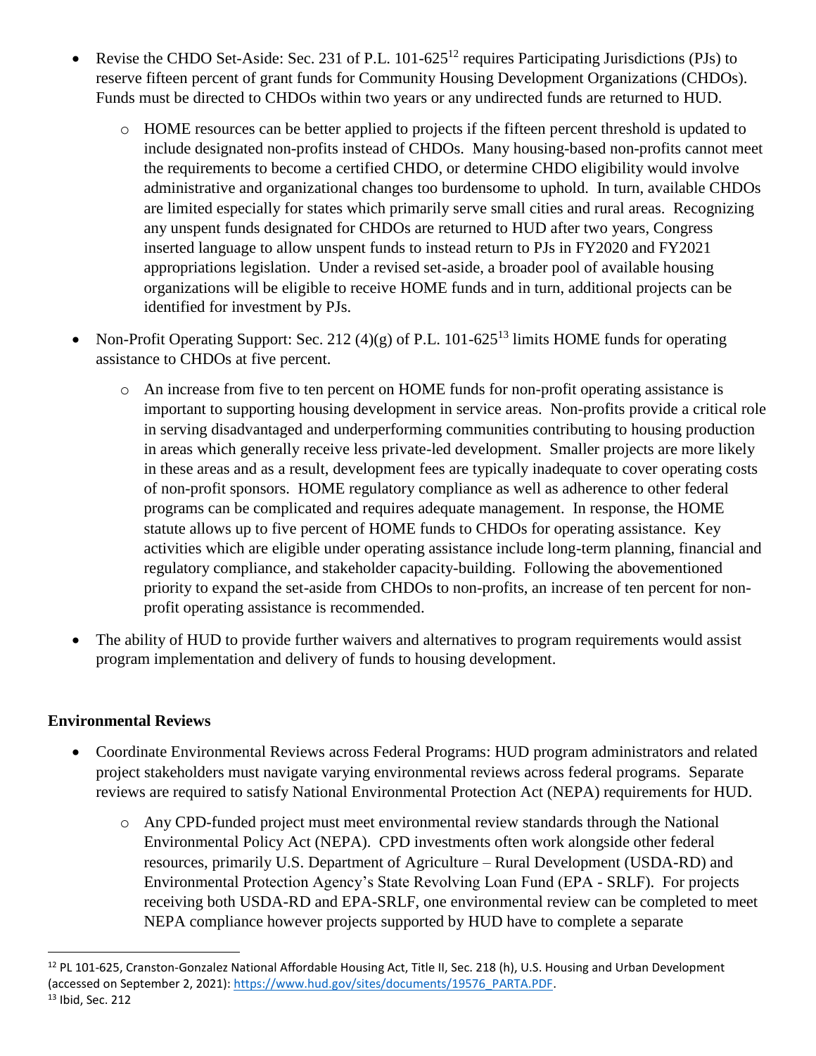- Revise the CHDO Set-Aside: Sec. 231 of P.L. 101-625[12] requires Participating Jurisdictions (PJs) to reserve fifteen percent of grant funds for Community Housing Development Organizations (CHDOs). Funds must be directed to CHDOs within two years or any undirected funds are returned to HUD.
    - HOME resources can be better applied to projects if the fifteen percent threshold is updated to include designated non-profits instead of CHDOs. Many housing-based non-profits cannot meet the requirements to become a certified CHDO, or determine CHDO eligibility would involve administrative and organizational changes too burdensome to uphold. In turn, available CHDOs are limited especially for states which primarily serve small cities and rural areas. Recognizing any unspent funds designated for CHDOs are returned to HUD after two years, Congress inserted language to allow unspent funds to instead return to PJs in FY2020 and FY2021 appropriations legislation. Under a revised set-aside, a broader pool of available housing organizations will be eligible to receive HOME funds and in turn, additional projects can be identified for investment by PJs.
- Non-Profit Operating Support: Sec. 212 (4)(g) of P.L. 101-625[13] limits HOME funds for operating assistance to CHDOs at five percent.
    - An increase from five to ten percent on HOME funds for non-profit operating assistance is important to supporting housing development in service areas. Non-profits provide a critical role in serving disadvantaged and underperforming communities contributing to housing production in areas which generally receive less private-led development. Smaller projects are more likely in these areas and as a result, development fees are typically inadequate to cover operating costs of non-profit sponsors. HOME regulatory compliance as well as adherence to other federal programs can be complicated and requires adequate management. In response, the HOME statute allows up to five percent of HOME funds to CHDOs for operating assistance. Key activities which are eligible under operating assistance include long-term planning, financial and regulatory compliance, and stakeholder capacity-building. Following the abovementioned priority to expand the set-aside from CHDOs to non-profits, an increase of ten percent for non-profit operating assistance is recommended.
- The ability of HUD to provide further waivers and alternatives to program requirements would assist program implementation and delivery of funds to housing development.

**Environmental Reviews**

- Coordinate Environmental Reviews across Federal Programs: HUD program administrators and related project stakeholders must navigate varying environmental reviews across federal programs. Separate reviews are required to satisfy National Environmental Protection Act (NEPA) requirements for HUD.
    - Any CPD-funded project must meet environmental review standards through the National Environmental Policy Act (NEPA). CPD investments often work alongside other federal resources, primarily U.S. Department of Agriculture – Rural Development (USDA-RD) and Environmental Protection Agency's State Revolving Loan Fund (EPA - SRLF). For projects receiving both USDA-RD and EPA-SRLF, one environmental review can be completed to meet NEPA compliance however projects supported by HUD have to complete a separate

---

[12] PL 101-625, Cranston-Gonzalez National Affordable Housing Act, Title II, Sec. 218 (h), U.S. Housing and Urban Development (accessed on September 2, 2021): https://www.hud.gov/sites/documents/19576_PARTA.PDF.

[13] Ibid, Sec. 212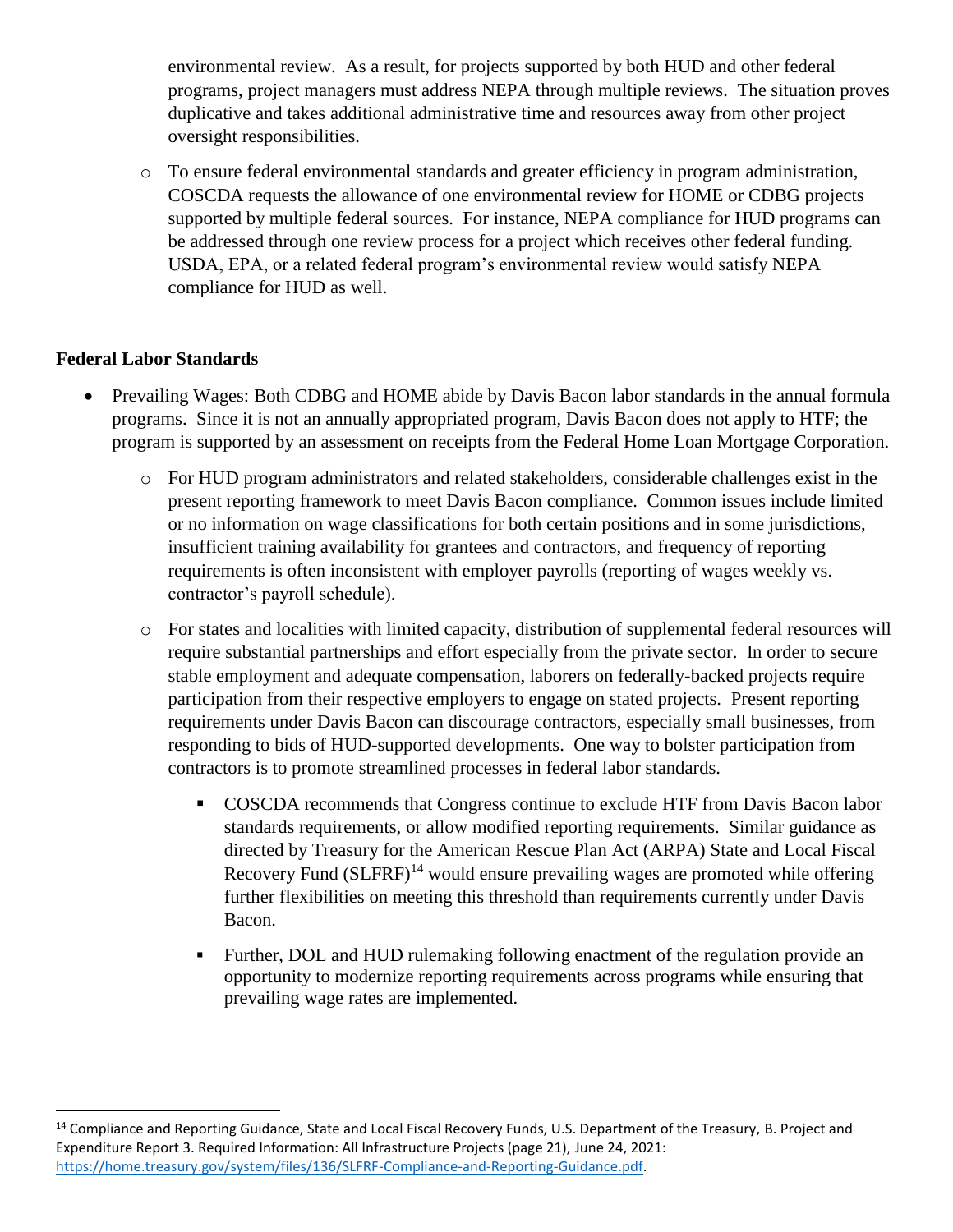environmental review. As a result, for projects supported by both HUD and other federal programs, project managers must address NEPA through multiple reviews. The situation proves duplicative and takes additional administrative time and resources away from other project oversight responsibilities.

- To ensure federal environmental standards and greater efficiency in program administration, COSCDA requests the allowance of one environmental review for HOME or CDBG projects supported by multiple federal sources. For instance, NEPA compliance for HUD programs can be addressed through one review process for a project which receives other federal funding. USDA, EPA, or a related federal program's environmental review would satisfy NEPA compliance for HUD as well.

**Federal Labor Standards**

- Prevailing Wages: Both CDBG and HOME abide by Davis Bacon labor standards in the annual formula programs. Since it is not an annually appropriated program, Davis Bacon does not apply to HTF; the program is supported by an assessment on receipts from the Federal Home Loan Mortgage Corporation.
  - For HUD program administrators and related stakeholders, considerable challenges exist in the present reporting framework to meet Davis Bacon compliance. Common issues include limited or no information on wage classifications for both certain positions and in some jurisdictions, insufficient training availability for grantees and contractors, and frequency of reporting requirements is often inconsistent with employer payrolls (reporting of wages weekly vs. contractor's payroll schedule).
  - For states and localities with limited capacity, distribution of supplemental federal resources will require substantial partnerships and effort especially from the private sector. In order to secure stable employment and adequate compensation, laborers on federally-backed projects require participation from their respective employers to engage on stated projects. Present reporting requirements under Davis Bacon can discourage contractors, especially small businesses, from responding to bids of HUD-supported developments. One way to bolster participation from contractors is to promote streamlined processes in federal labor standards.
    - COSCDA recommends that Congress continue to exclude HTF from Davis Bacon labor standards requirements, or allow modified reporting requirements. Similar guidance as directed by Treasury for the American Rescue Plan Act (ARPA) State and Local Fiscal Recovery Fund (SLFRF)[14] would ensure prevailing wages are promoted while offering further flexibilities on meeting this threshold than requirements currently under Davis Bacon.
    - Further, DOL and HUD rulemaking following enactment of the regulation provide an opportunity to modernize reporting requirements across programs while ensuring that prevailing wage rates are implemented.

---

[14] Compliance and Reporting Guidance, State and Local Fiscal Recovery Funds, U.S. Department of the Treasury, B. Project and Expenditure Report 3. Required Information: All Infrastructure Projects (page 21), June 24, 2021: https://home.treasury.gov/system/files/136/SLFRF-Compliance-and-Reporting-Guidance.pdf.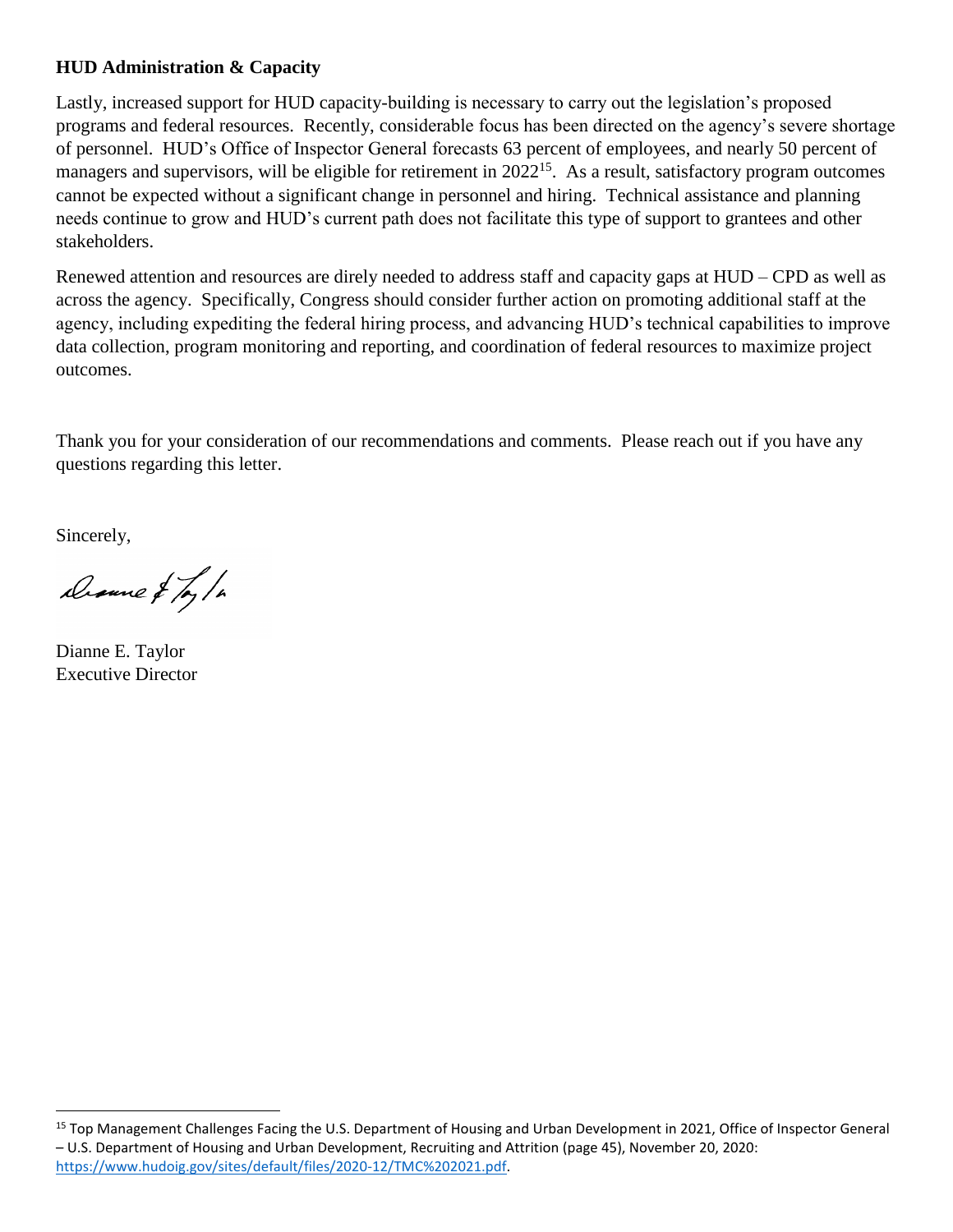**HUD Administration & Capacity**

Lastly, increased support for HUD capacity-building is necessary to carry out the legislation's proposed programs and federal resources. Recently, considerable focus has been directed on the agency's severe shortage of personnel. HUD's Office of Inspector General forecasts 63 percent of employees, and nearly 50 percent of managers and supervisors, will be eligible for retirement in 2022[15]. As a result, satisfactory program outcomes cannot be expected without a significant change in personnel and hiring. Technical assistance and planning needs continue to grow and HUD's current path does not facilitate this type of support to grantees and other stakeholders.

Renewed attention and resources are direly needed to address staff and capacity gaps at HUD – CPD as well as across the agency. Specifically, Congress should consider further action on promoting additional staff at the agency, including expediting the federal hiring process, and advancing HUD's technical capabilities to improve data collection, program monitoring and reporting, and coordination of federal resources to maximize project outcomes.

Thank you for your consideration of our recommendations and comments. Please reach out if you have any questions regarding this letter.

Sincerely,

Dianne E. Taylor
Executive Director

---

[15] Top Management Challenges Facing the U.S. Department of Housing and Urban Development in 2021, Office of Inspector General – U.S. Department of Housing and Urban Development, Recruiting and Attrition (page 45), November 20, 2020: https://www.hudoig.gov/sites/default/files/2020-12/TMC%202021.pdf.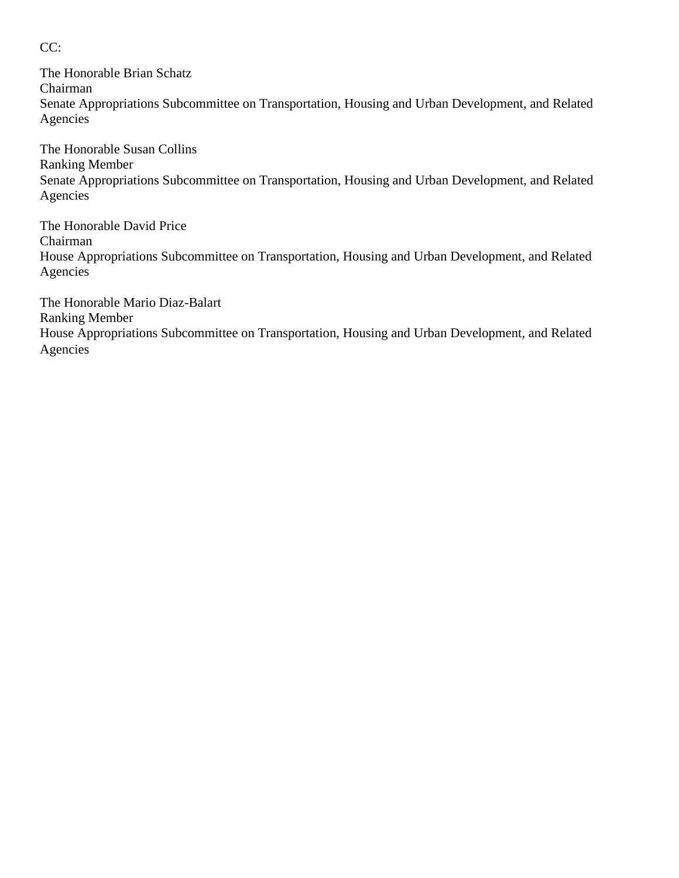CC:

The Honorable Brian Schatz
Chairman
Senate Appropriations Subcommittee on Transportation, Housing and Urban Development, and Related Agencies

The Honorable Susan Collins
Ranking Member
Senate Appropriations Subcommittee on Transportation, Housing and Urban Development, and Related Agencies

The Honorable David Price
Chairman
House Appropriations Subcommittee on Transportation, Housing and Urban Development, and Related Agencies

The Honorable Mario Diaz-Balart
Ranking Member
House Appropriations Subcommittee on Transportation, Housing and Urban Development, and Related Agencies